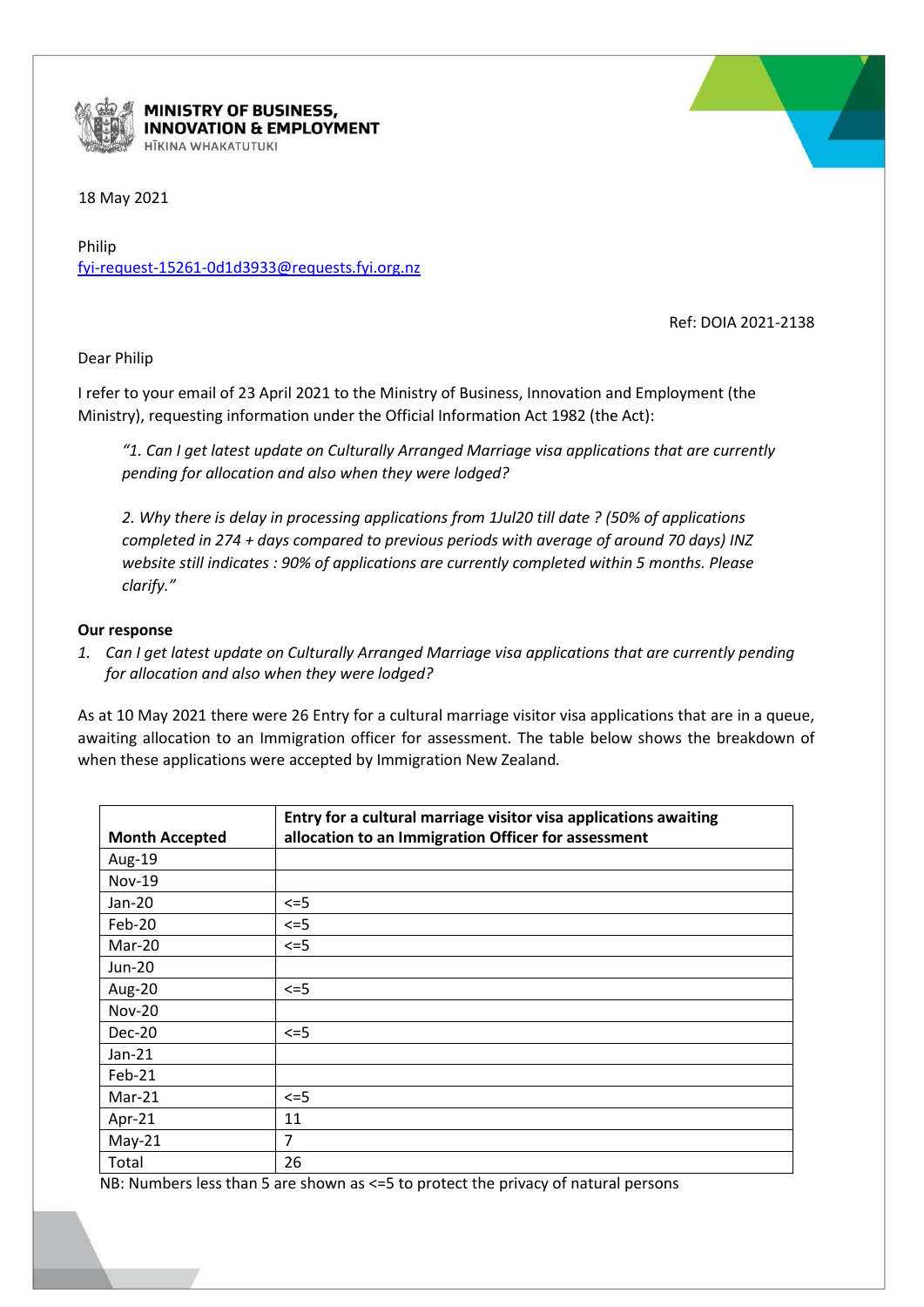**MINISTRY OF BUSINESS, INNOVATION & EMPLOYMENT**
HĪKINA WHAKATUTUKI

18 May 2021

Philip
fyi-request-15261-0d1d3933@requests.fyi.org.nz

Ref: DOIA 2021-2138

Dear Philip

I refer to your email of 23 April 2021 to the Ministry of Business, Innovation and Employment (the Ministry), requesting information under the Official Information Act 1982 (the Act):

> *"1. Can I get latest update on Culturally Arranged Marriage visa applications that are currently pending for allocation and also when they were lodged?*
>
> *2. Why there is delay in processing applications from 1Jul20 till date ? (50% of applications completed in 274 + days compared to previous periods with average of around 70 days) INZ website still indicates : 90% of applications are currently completed within 5 months. Please clarify."*

**Our response**

1. *Can I get latest update on Culturally Arranged Marriage visa applications that are currently pending for allocation and also when they were lodged?*

As at 10 May 2021 there were 26 Entry for a cultural marriage visitor visa applications that are in a queue, awaiting allocation to an Immigration officer for assessment. The table below shows the breakdown of when these applications were accepted by Immigration New Zealand.

| Month Accepted | Entry for a cultural marriage visitor visa applications awaiting allocation to an Immigration Officer for assessment |
|---|---|
| Aug-19 | |
| Nov-19 | |
| Jan-20 | <=5 |
| Feb-20 | <=5 |
| Mar-20 | <=5 |
| Jun-20 | |
| Aug-20 | <=5 |
| Nov-20 | |
| Dec-20 | <=5 |
| Jan-21 | |
| Feb-21 | |
| Mar-21 | <=5 |
| Apr-21 | 11 |
| May-21 | 7 |
| Total | 26 |

NB: Numbers less than 5 are shown as <=5 to protect the privacy of natural persons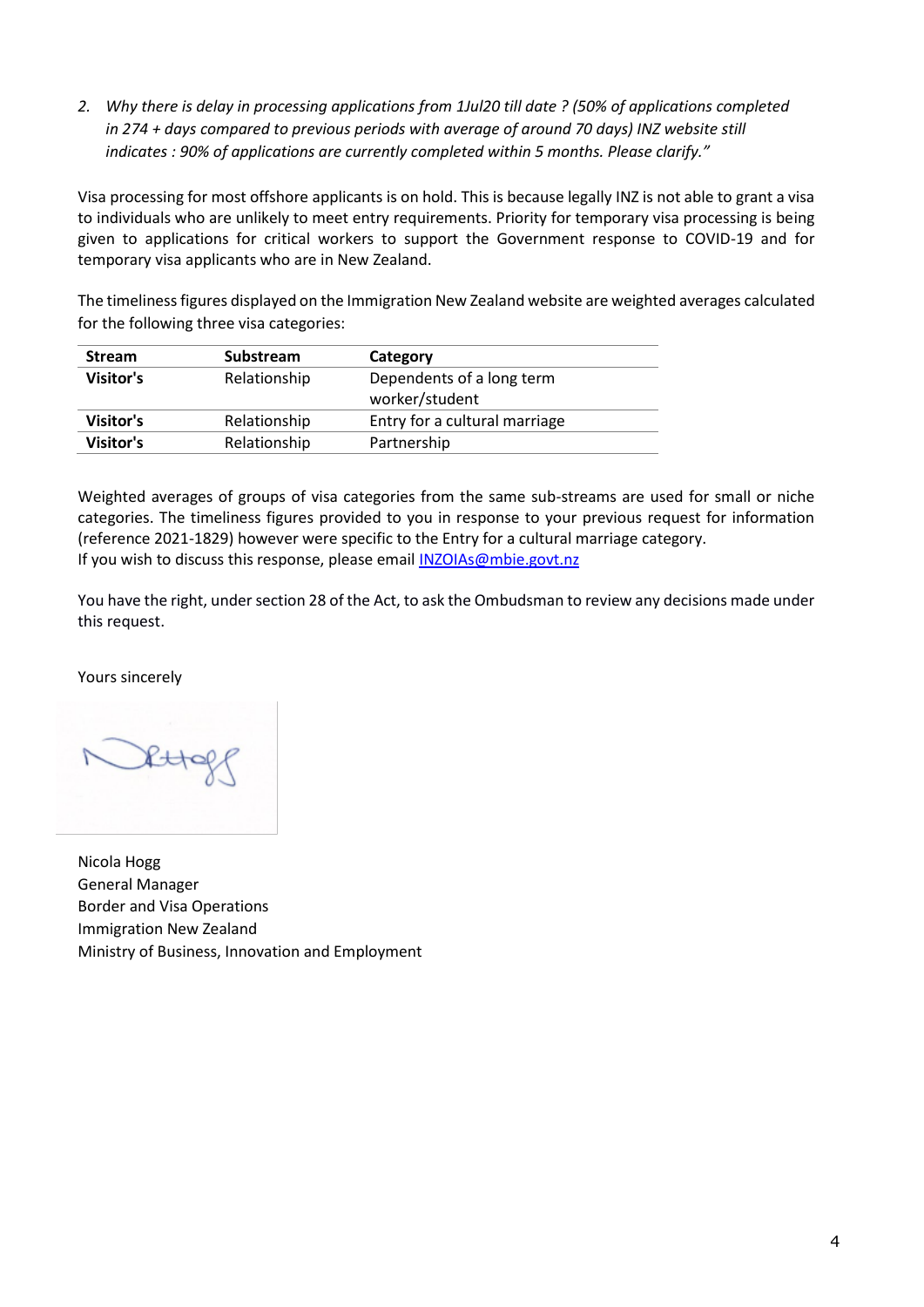2. *Why there is delay in processing applications from 1Jul20 till date ? (50% of applications completed in 274 + days compared to previous periods with average of around 70 days) INZ website still indicates : 90% of applications are currently completed within 5 months. Please clarify."*

Visa processing for most offshore applicants is on hold. This is because legally INZ is not able to grant a visa to individuals who are unlikely to meet entry requirements. Priority for temporary visa processing is being given to applications for critical workers to support the Government response to COVID-19 and for temporary visa applicants who are in New Zealand.

The timeliness figures displayed on the Immigration New Zealand website are weighted averages calculated for the following three visa categories:

| Stream | Substream | Category |
|---|---|---|
| **Visitor's** | Relationship | Dependents of a long term worker/student |
| **Visitor's** | Relationship | Entry for a cultural marriage |
| **Visitor's** | Relationship | Partnership |

Weighted averages of groups of visa categories from the same sub-streams are used for small or niche categories. The timeliness figures provided to you in response to your previous request for information (reference 2021-1829) however were specific to the Entry for a cultural marriage category.
If you wish to discuss this response, please email INZOIAs@mbie.govt.nz

You have the right, under section 28 of the Act, to ask the Ombudsman to review any decisions made under this request.

Yours sincerely

Nicola Hogg
General Manager
Border and Visa Operations
Immigration New Zealand
Ministry of Business, Innovation and Employment